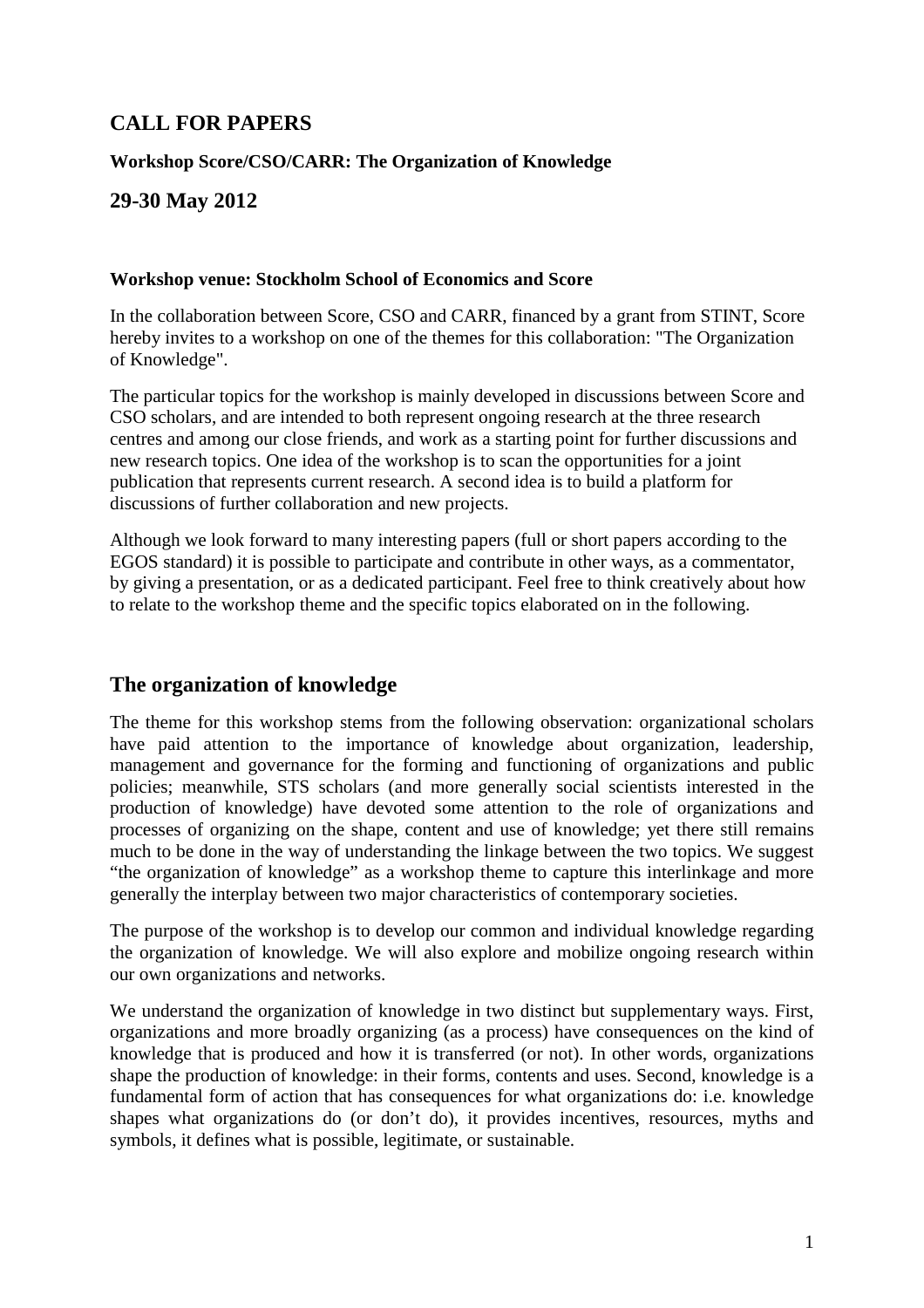# CALL FOR PAPERS

**Workshop Score/CSO/CARR: The Organization of Knowledge**

## 29-30 May 2012

**Workshop venue: Stockholm School of Economics and Score**

In the collaboration between Score, CSO and CARR, financed by a grant from STINT, Score hereby invites to a workshop on one of the themes for this collaboration: "The Organization of Knowledge".

The particular topics for the workshop is mainly developed in discussions between Score and CSO scholars, and are intended to both represent ongoing research at the three research centres and among our close friends, and work as a starting point for further discussions and new research topics. One idea of the workshop is to scan the opportunities for a joint publication that represents current research. A second idea is to build a platform for discussions of further collaboration and new projects.

Although we look forward to many interesting papers (full or short papers according to the EGOS standard) it is possible to participate and contribute in other ways, as a commentator, by giving a presentation, or as a dedicated participant. Feel free to think creatively about how to relate to the workshop theme and the specific topics elaborated on in the following.

## The organization of knowledge

The theme for this workshop stems from the following observation: organizational scholars have paid attention to the importance of knowledge about organization, leadership, management and governance for the forming and functioning of organizations and public policies; meanwhile, STS scholars (and more generally social scientists interested in the production of knowledge) have devoted some attention to the role of organizations and processes of organizing on the shape, content and use of knowledge; yet there still remains much to be done in the way of understanding the linkage between the two topics. We suggest "the organization of knowledge" as a workshop theme to capture this interlinkage and more generally the interplay between two major characteristics of contemporary societies.

The purpose of the workshop is to develop our common and individual knowledge regarding the organization of knowledge. We will also explore and mobilize ongoing research within our own organizations and networks.

We understand the organization of knowledge in two distinct but supplementary ways. First, organizations and more broadly organizing (as a process) have consequences on the kind of knowledge that is produced and how it is transferred (or not). In other words, organizations shape the production of knowledge: in their forms, contents and uses. Second, knowledge is a fundamental form of action that has consequences for what organizations do: i.e. knowledge shapes what organizations do (or don't do), it provides incentives, resources, myths and symbols, it defines what is possible, legitimate, or sustainable.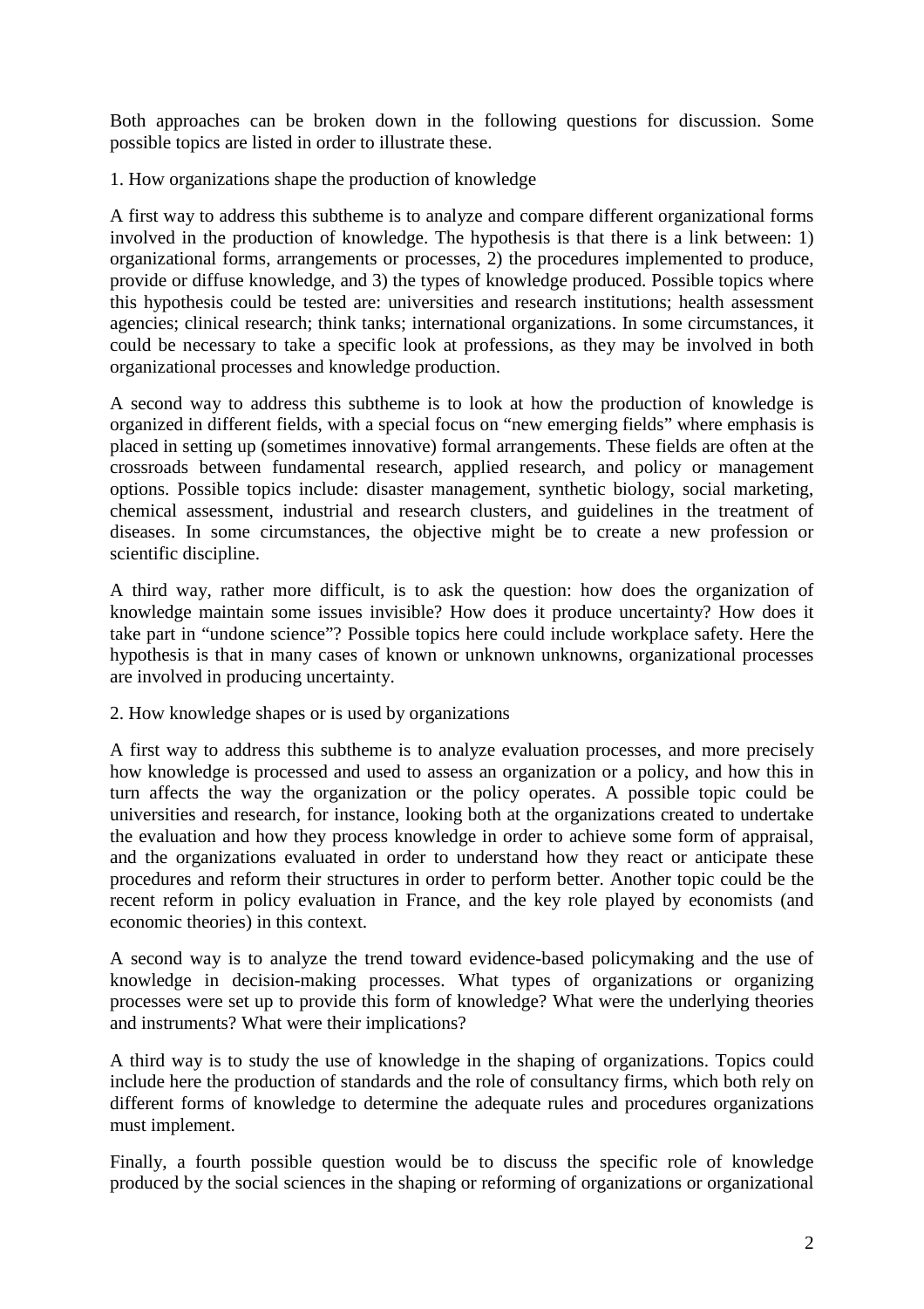Both approaches can be broken down in the following questions for discussion. Some possible topics are listed in order to illustrate these.

1. How organizations shape the production of knowledge

A first way to address this subtheme is to analyze and compare different organizational forms involved in the production of knowledge. The hypothesis is that there is a link between: 1) organizational forms, arrangements or processes, 2) the procedures implemented to produce, provide or diffuse knowledge, and 3) the types of knowledge produced. Possible topics where this hypothesis could be tested are: universities and research institutions; health assessment agencies; clinical research; think tanks; international organizations. In some circumstances, it could be necessary to take a specific look at professions, as they may be involved in both organizational processes and knowledge production.

A second way to address this subtheme is to look at how the production of knowledge is organized in different fields, with a special focus on "new emerging fields" where emphasis is placed in setting up (sometimes innovative) formal arrangements. These fields are often at the crossroads between fundamental research, applied research, and policy or management options. Possible topics include: disaster management, synthetic biology, social marketing, chemical assessment, industrial and research clusters, and guidelines in the treatment of diseases. In some circumstances, the objective might be to create a new profession or scientific discipline.

A third way, rather more difficult, is to ask the question: how does the organization of knowledge maintain some issues invisible? How does it produce uncertainty? How does it take part in "undone science"? Possible topics here could include workplace safety. Here the hypothesis is that in many cases of known or unknown unknowns, organizational processes are involved in producing uncertainty.

2. How knowledge shapes or is used by organizations

A first way to address this subtheme is to analyze evaluation processes, and more precisely how knowledge is processed and used to assess an organization or a policy, and how this in turn affects the way the organization or the policy operates. A possible topic could be universities and research, for instance, looking both at the organizations created to undertake the evaluation and how they process knowledge in order to achieve some form of appraisal, and the organizations evaluated in order to understand how they react or anticipate these procedures and reform their structures in order to perform better. Another topic could be the recent reform in policy evaluation in France, and the key role played by economists (and economic theories) in this context.

A second way is to analyze the trend toward evidence-based policymaking and the use of knowledge in decision-making processes. What types of organizations or organizing processes were set up to provide this form of knowledge? What were the underlying theories and instruments? What were their implications?

A third way is to study the use of knowledge in the shaping of organizations. Topics could include here the production of standards and the role of consultancy firms, which both rely on different forms of knowledge to determine the adequate rules and procedures organizations must implement.

Finally, a fourth possible question would be to discuss the specific role of knowledge produced by the social sciences in the shaping or reforming of organizations or organizational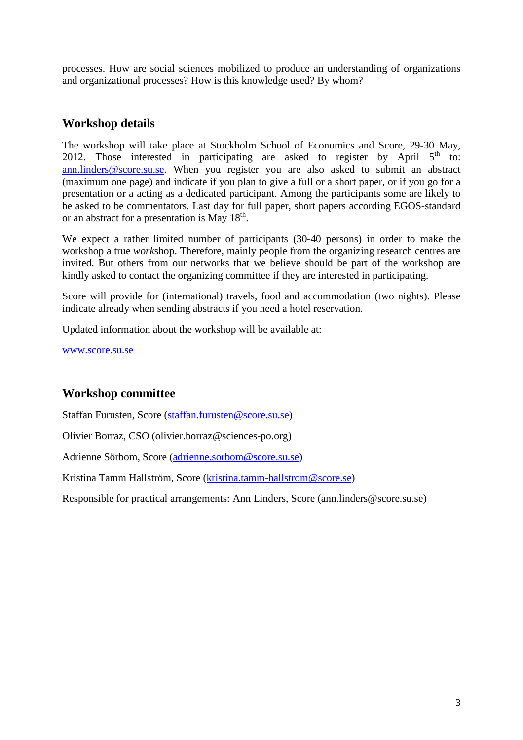processes. How are social sciences mobilized to produce an understanding of organizations and organizational processes? How is this knowledge used? By whom?

## Workshop details

The workshop will take place at Stockholm School of Economics and Score, 29-30 May, 2012. Those interested in participating are asked to register by April 5th to: ann.linders@score.su.se. When you register you are also asked to submit an abstract (maximum one page) and indicate if you plan to give a full or a short paper, or if you go for a presentation or a acting as a dedicated participant. Among the participants some are likely to be asked to be commentators. Last day for full paper, short papers according EGOS-standard or an abstract for a presentation is May 18th.

We expect a rather limited number of participants (30-40 persons) in order to make the workshop a true *work*shop. Therefore, mainly people from the organizing research centres are invited. But others from our networks that we believe should be part of the workshop are kindly asked to contact the organizing committee if they are interested in participating.

Score will provide for (international) travels, food and accommodation (two nights). Please indicate already when sending abstracts if you need a hotel reservation.

Updated information about the workshop will be available at:

www.score.su.se

## Workshop committee

Staffan Furusten, Score (staffan.furusten@score.su.se)

Olivier Borraz, CSO (olivier.borraz@sciences-po.org)

Adrienne Sörbom, Score (adrienne.sorbom@score.su.se)

Kristina Tamm Hallström, Score (kristina.tamm-hallstrom@score.se)

Responsible for practical arrangements: Ann Linders, Score (ann.linders@score.su.se)